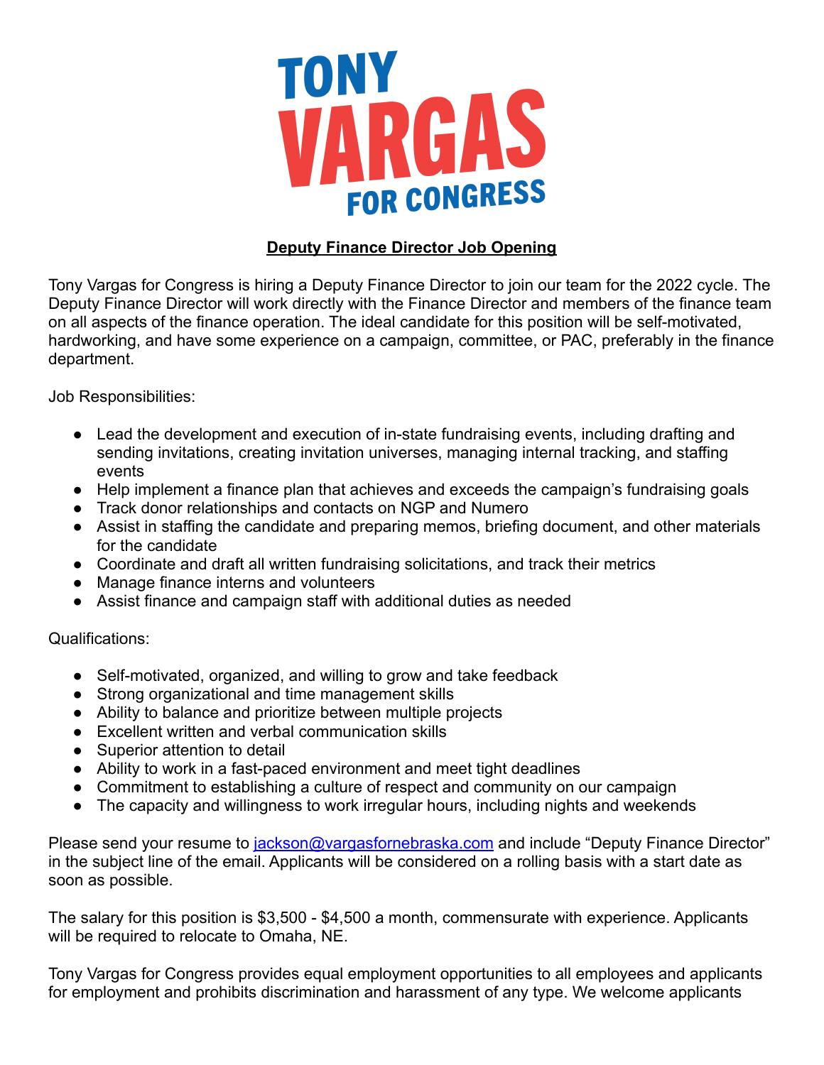# TONY VARGAS FOR CONGRESS

## Deputy Finance Director Job Opening

Tony Vargas for Congress is hiring a Deputy Finance Director to join our team for the 2022 cycle. The Deputy Finance Director will work directly with the Finance Director and members of the finance team on all aspects of the finance operation. The ideal candidate for this position will be self-motivated, hardworking, and have some experience on a campaign, committee, or PAC, preferably in the finance department.

Job Responsibilities:

- Lead the development and execution of in-state fundraising events, including drafting and sending invitations, creating invitation universes, managing internal tracking, and staffing events
- Help implement a finance plan that achieves and exceeds the campaign's fundraising goals
- Track donor relationships and contacts on NGP and Numero
- Assist in staffing the candidate and preparing memos, briefing document, and other materials for the candidate
- Coordinate and draft all written fundraising solicitations, and track their metrics
- Manage finance interns and volunteers
- Assist finance and campaign staff with additional duties as needed

Qualifications:

- Self-motivated, organized, and willing to grow and take feedback
- Strong organizational and time management skills
- Ability to balance and prioritize between multiple projects
- Excellent written and verbal communication skills
- Superior attention to detail
- Ability to work in a fast-paced environment and meet tight deadlines
- Commitment to establishing a culture of respect and community on our campaign
- The capacity and willingness to work irregular hours, including nights and weekends

Please send your resume to jackson@vargasfornebraska.com and include "Deputy Finance Director" in the subject line of the email. Applicants will be considered on a rolling basis with a start date as soon as possible.

The salary for this position is $3,500 - $4,500 a month, commensurate with experience. Applicants will be required to relocate to Omaha, NE.

Tony Vargas for Congress provides equal employment opportunities to all employees and applicants for employment and prohibits discrimination and harassment of any type. We welcome applicants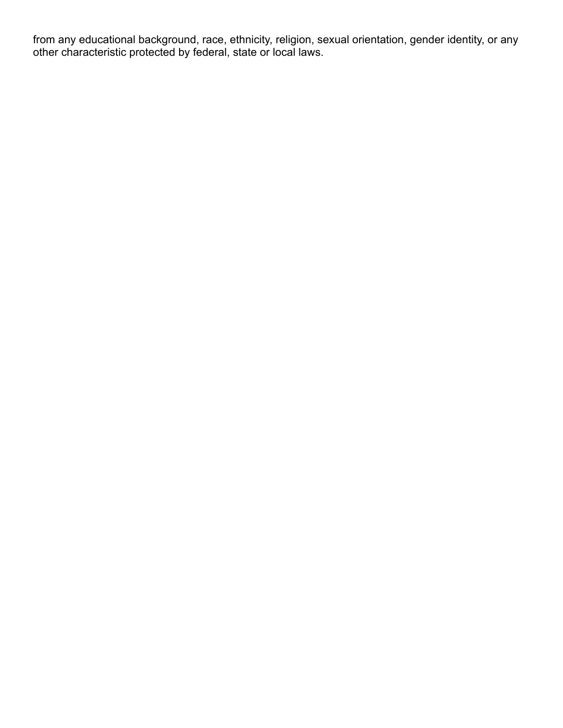from any educational background, race, ethnicity, religion, sexual orientation, gender identity, or any other characteristic protected by federal, state or local laws.